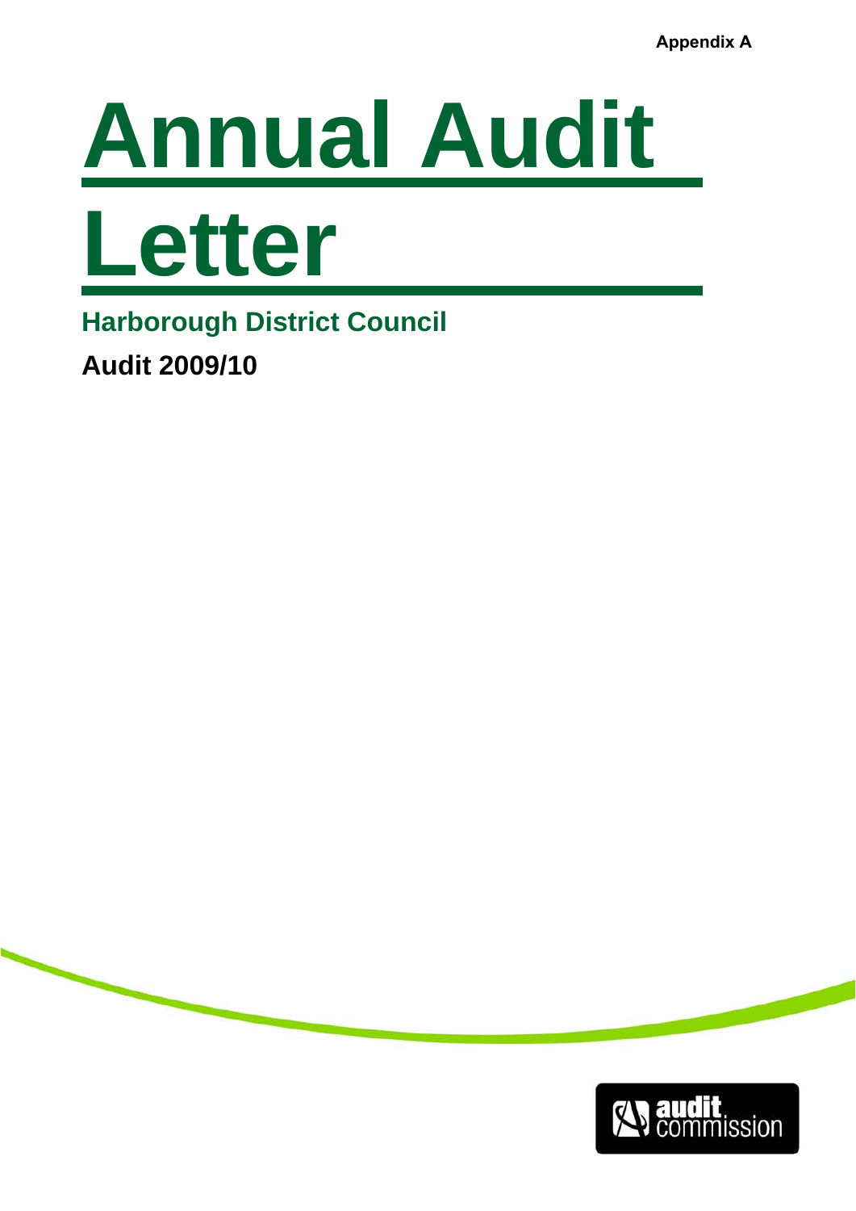Appendix A

# Annual Audit Letter

## Harborough District Council

**Audit 2009/10**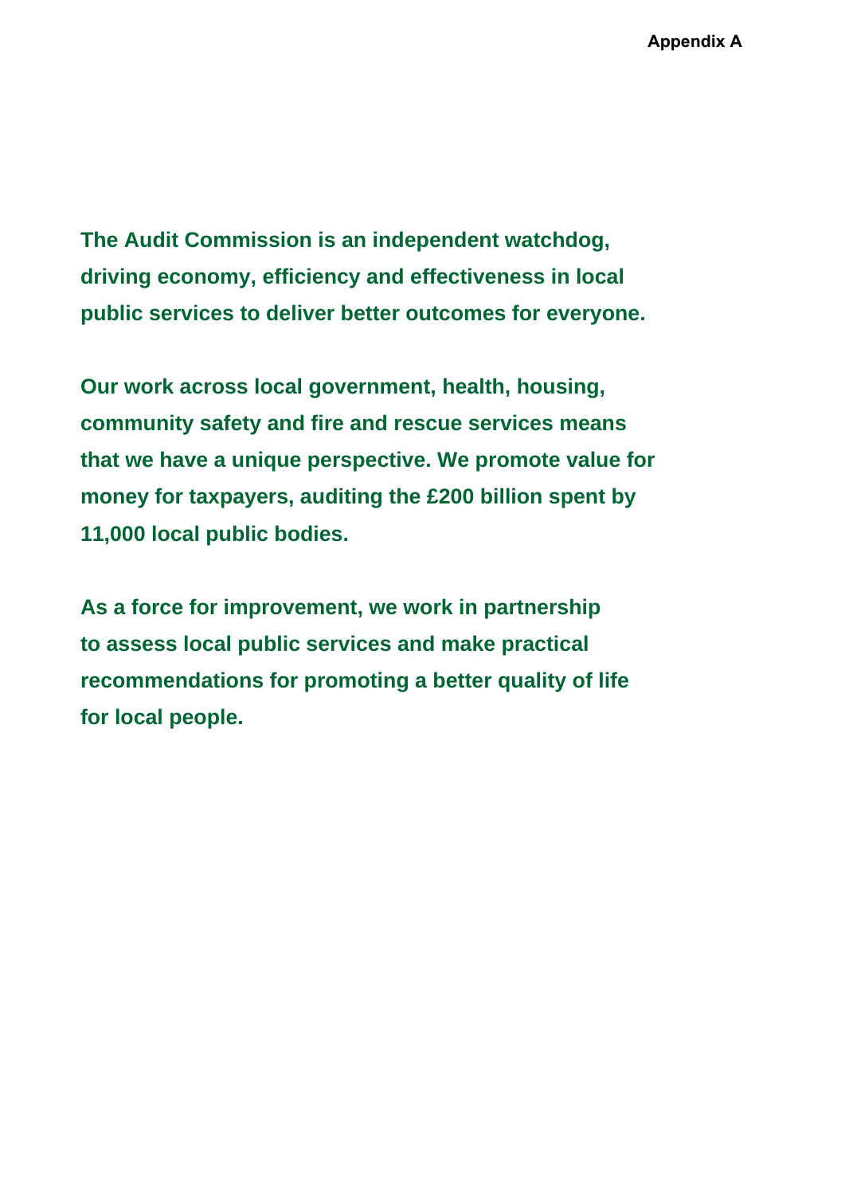**The Audit Commission is an independent watchdog, driving economy, efficiency and effectiveness in local public services to deliver better outcomes for everyone.**

**Our work across local government, health, housing, community safety and fire and rescue services means that we have a unique perspective. We promote value for money for taxpayers, auditing the £200 billion spent by 11,000 local public bodies.**

**As a force for improvement, we work in partnership to assess local public services and make practical recommendations for promoting a better quality of life for local people.**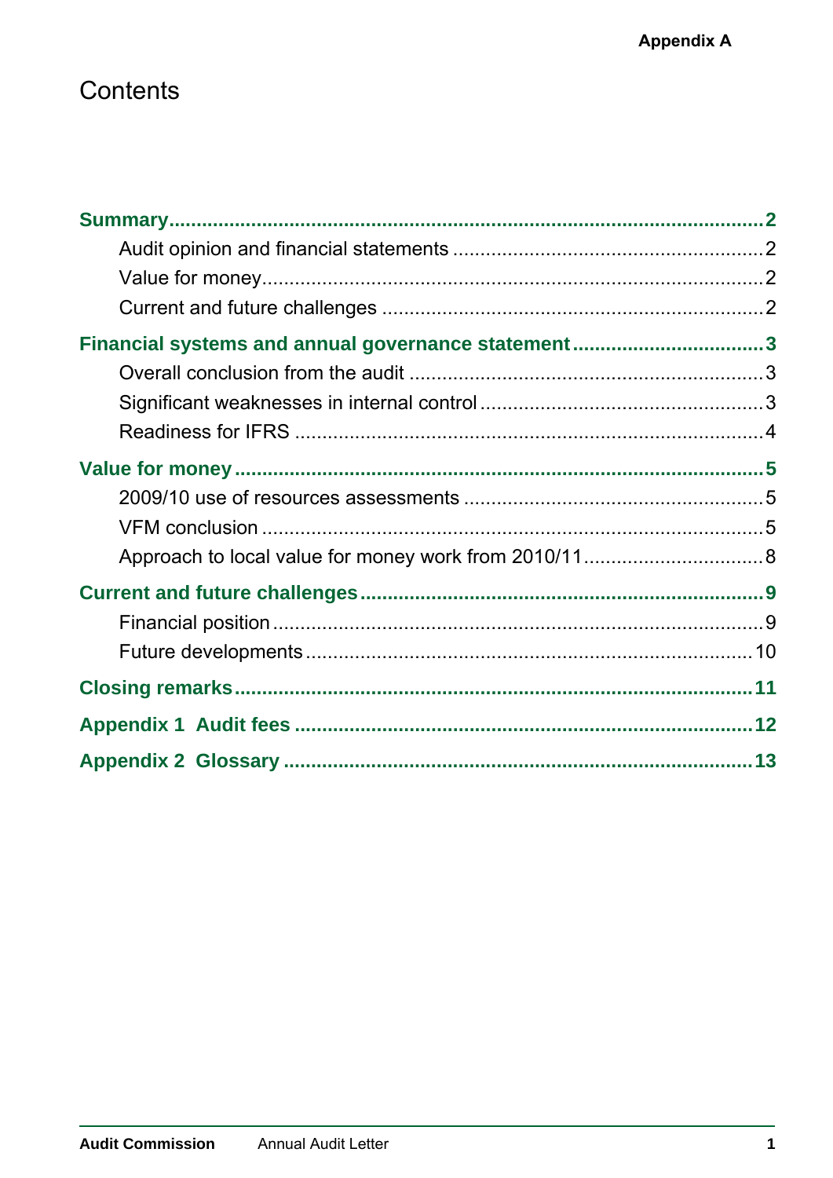# Contents

**Summary** .......... 2

- Audit opinion and financial statements .......... 2
- Value for money .......... 2
- Current and future challenges .......... 2

**Financial systems and annual governance statement** .......... 3

- Overall conclusion from the audit .......... 3
- Significant weaknesses in internal control .......... 3
- Readiness for IFRS .......... 4

**Value for money** .......... 5

- 2009/10 use of resources assessments .......... 5
- VFM conclusion .......... 5
- Approach to local value for money work from 2010/11 .......... 8

**Current and future challenges** .......... 9

- Financial position .......... 9
- Future developments .......... 10

**Closing remarks** .......... 11

**Appendix 1 Audit fees** .......... 12

**Appendix 2 Glossary** .......... 13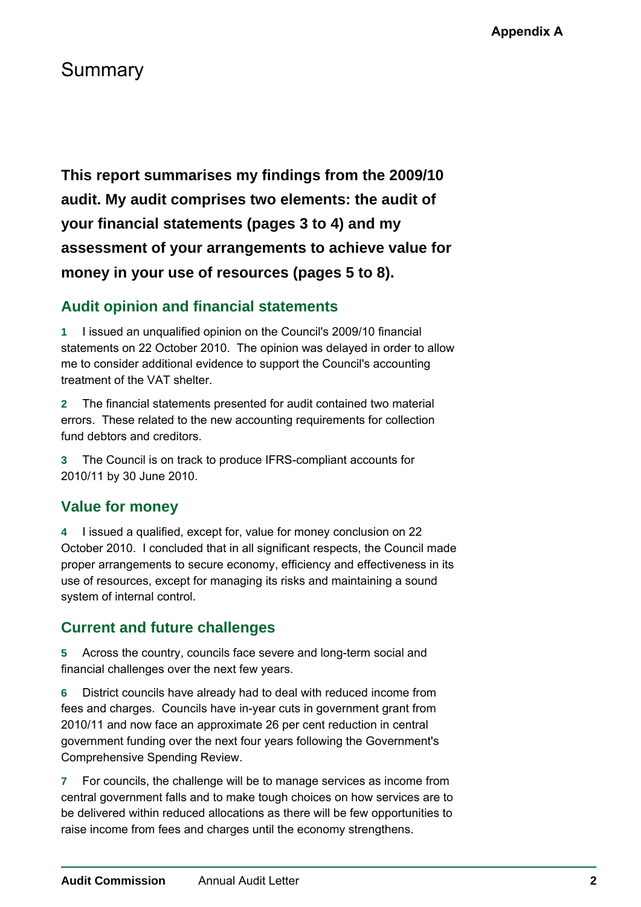# Summary

**This report summarises my findings from the 2009/10 audit. My audit comprises two elements: the audit of your financial statements (pages 3 to 4) and my assessment of your arrangements to achieve value for money in your use of resources (pages 5 to 8).**

## Audit opinion and financial statements

**1** I issued an unqualified opinion on the Council's 2009/10 financial statements on 22 October 2010. The opinion was delayed in order to allow me to consider additional evidence to support the Council's accounting treatment of the VAT shelter.

**2** The financial statements presented for audit contained two material errors. These related to the new accounting requirements for collection fund debtors and creditors.

**3** The Council is on track to produce IFRS-compliant accounts for 2010/11 by 30 June 2010.

## Value for money

**4** I issued a qualified, except for, value for money conclusion on 22 October 2010. I concluded that in all significant respects, the Council made proper arrangements to secure economy, efficiency and effectiveness in its use of resources, except for managing its risks and maintaining a sound system of internal control.

## Current and future challenges

**5** Across the country, councils face severe and long-term social and financial challenges over the next few years.

**6** District councils have already had to deal with reduced income from fees and charges. Councils have in-year cuts in government grant from 2010/11 and now face an approximate 26 per cent reduction in central government funding over the next four years following the Government's Comprehensive Spending Review.

**7** For councils, the challenge will be to manage services as income from central government falls and to make tough choices on how services are to be delivered within reduced allocations as there will be few opportunities to raise income from fees and charges until the economy strengthens.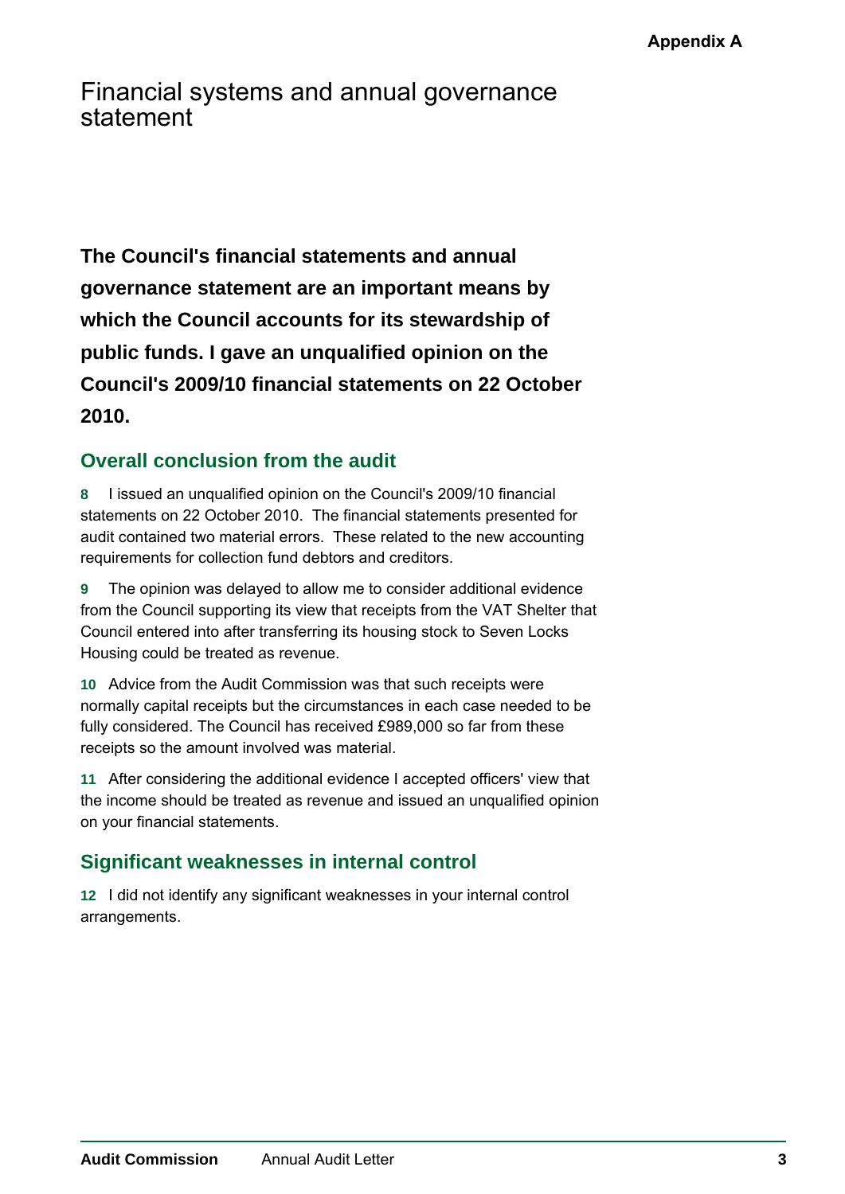# Financial systems and annual governance statement

**The Council's financial statements and annual governance statement are an important means by which the Council accounts for its stewardship of public funds. I gave an unqualified opinion on the Council's 2009/10 financial statements on 22 October 2010.**

## Overall conclusion from the audit

**8** I issued an unqualified opinion on the Council's 2009/10 financial statements on 22 October 2010. The financial statements presented for audit contained two material errors. These related to the new accounting requirements for collection fund debtors and creditors.

**9** The opinion was delayed to allow me to consider additional evidence from the Council supporting its view that receipts from the VAT Shelter that Council entered into after transferring its housing stock to Seven Locks Housing could be treated as revenue.

**10** Advice from the Audit Commission was that such receipts were normally capital receipts but the circumstances in each case needed to be fully considered. The Council has received £989,000 so far from these receipts so the amount involved was material.

**11** After considering the additional evidence I accepted officers' view that the income should be treated as revenue and issued an unqualified opinion on your financial statements.

## Significant weaknesses in internal control

**12** I did not identify any significant weaknesses in your internal control arrangements.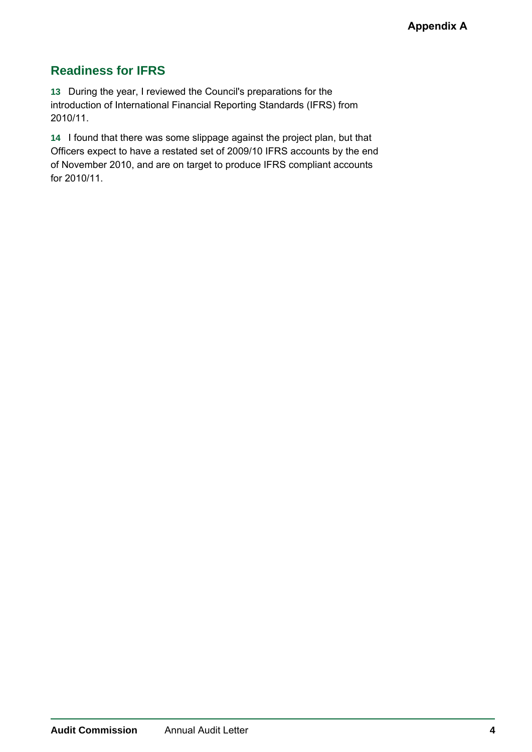## Readiness for IFRS

**13** During the year, I reviewed the Council's preparations for the introduction of International Financial Reporting Standards (IFRS) from 2010/11.

**14** I found that there was some slippage against the project plan, but that Officers expect to have a restated set of 2009/10 IFRS accounts by the end of November 2010, and are on target to produce IFRS compliant accounts for 2010/11.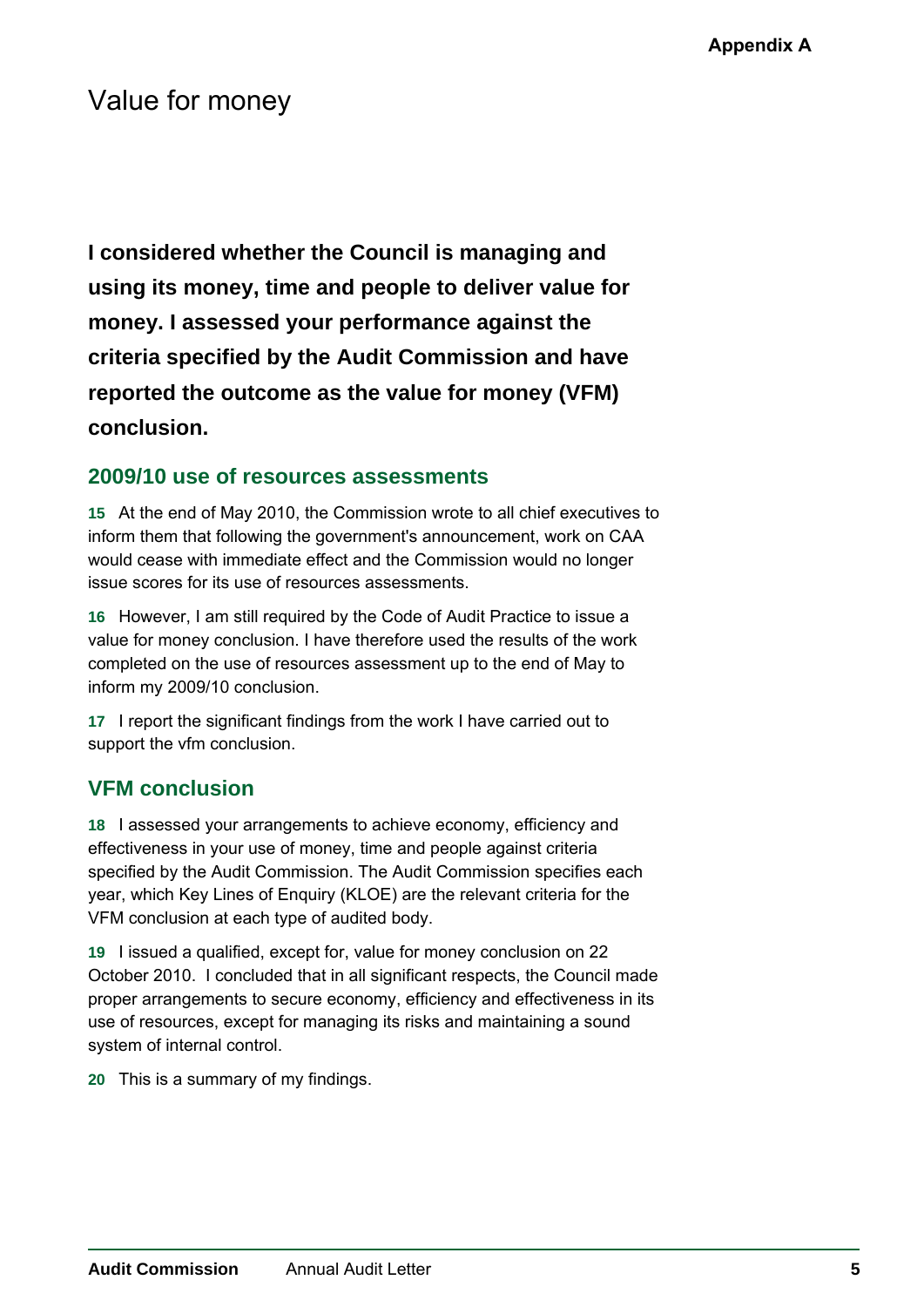# Value for money

**I considered whether the Council is managing and using its money, time and people to deliver value for money. I assessed your performance against the criteria specified by the Audit Commission and have reported the outcome as the value for money (VFM) conclusion.**

## 2009/10 use of resources assessments

**15** At the end of May 2010, the Commission wrote to all chief executives to inform them that following the government's announcement, work on CAA would cease with immediate effect and the Commission would no longer issue scores for its use of resources assessments.

**16** However, I am still required by the Code of Audit Practice to issue a value for money conclusion. I have therefore used the results of the work completed on the use of resources assessment up to the end of May to inform my 2009/10 conclusion.

**17** I report the significant findings from the work I have carried out to support the vfm conclusion.

## VFM conclusion

**18** I assessed your arrangements to achieve economy, efficiency and effectiveness in your use of money, time and people against criteria specified by the Audit Commission. The Audit Commission specifies each year, which Key Lines of Enquiry (KLOE) are the relevant criteria for the VFM conclusion at each type of audited body.

**19** I issued a qualified, except for, value for money conclusion on 22 October 2010. I concluded that in all significant respects, the Council made proper arrangements to secure economy, efficiency and effectiveness in its use of resources, except for managing its risks and maintaining a sound system of internal control.

**20** This is a summary of my findings.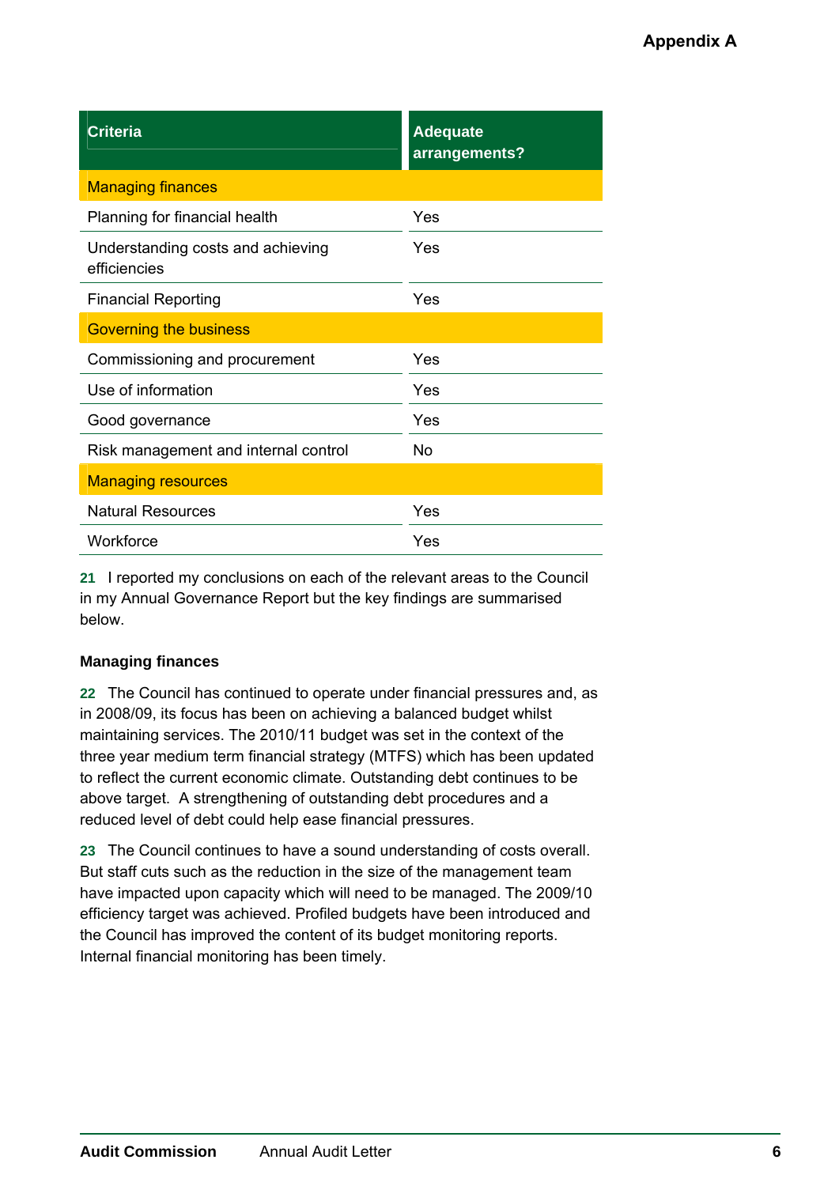| Criteria | Adequate arrangements? |
|---|---|
| Managing finances | |
| Planning for financial health | Yes |
| Understanding costs and achieving efficiencies | Yes |
| Financial Reporting | Yes |
| Governing the business | |
| Commissioning and procurement | Yes |
| Use of information | Yes |
| Good governance | Yes |
| Risk management and internal control | No |
| Managing resources | |
| Natural Resources | Yes |
| Workforce | Yes |

**21** I reported my conclusions on each of the relevant areas to the Council in my Annual Governance Report but the key findings are summarised below.

### Managing finances

**22** The Council has continued to operate under financial pressures and, as in 2008/09, its focus has been on achieving a balanced budget whilst maintaining services. The 2010/11 budget was set in the context of the three year medium term financial strategy (MTFS) which has been updated to reflect the current economic climate. Outstanding debt continues to be above target. A strengthening of outstanding debt procedures and a reduced level of debt could help ease financial pressures.

**23** The Council continues to have a sound understanding of costs overall. But staff cuts such as the reduction in the size of the management team have impacted upon capacity which will need to be managed. The 2009/10 efficiency target was achieved. Profiled budgets have been introduced and the Council has improved the content of its budget monitoring reports. Internal financial monitoring has been timely.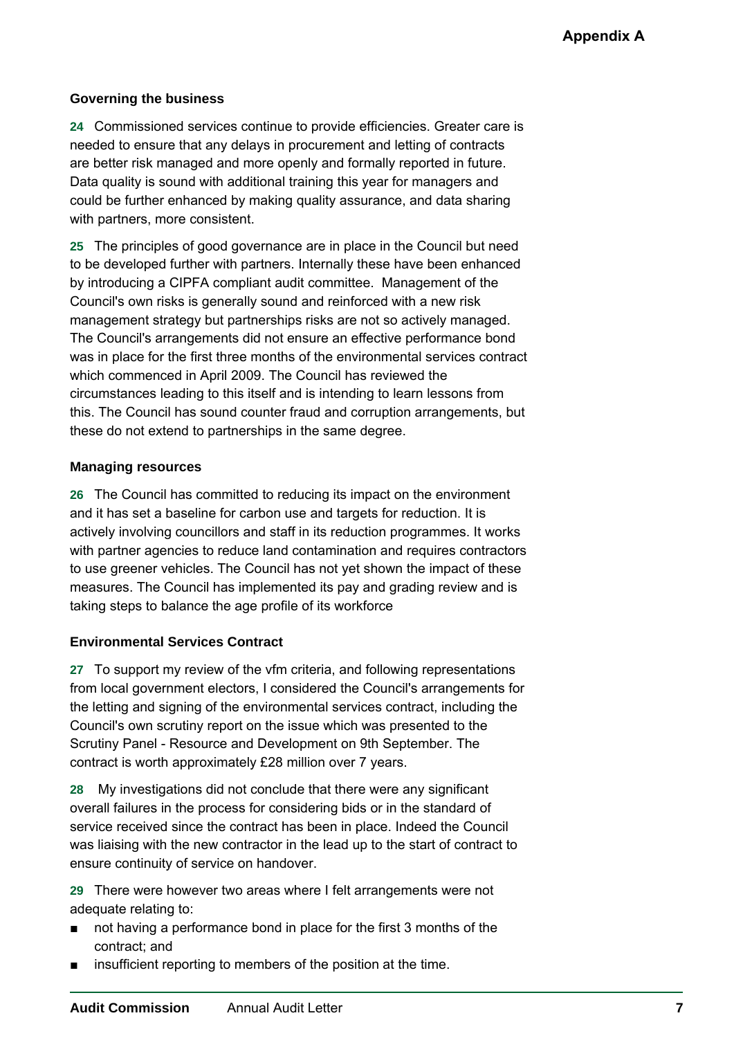### Governing the business

**24** Commissioned services continue to provide efficiencies. Greater care is needed to ensure that any delays in procurement and letting of contracts are better risk managed and more openly and formally reported in future. Data quality is sound with additional training this year for managers and could be further enhanced by making quality assurance, and data sharing with partners, more consistent.

**25** The principles of good governance are in place in the Council but need to be developed further with partners. Internally these have been enhanced by introducing a CIPFA compliant audit committee. Management of the Council's own risks is generally sound and reinforced with a new risk management strategy but partnerships risks are not so actively managed. The Council's arrangements did not ensure an effective performance bond was in place for the first three months of the environmental services contract which commenced in April 2009. The Council has reviewed the circumstances leading to this itself and is intending to learn lessons from this. The Council has sound counter fraud and corruption arrangements, but these do not extend to partnerships in the same degree.

### Managing resources

**26** The Council has committed to reducing its impact on the environment and it has set a baseline for carbon use and targets for reduction. It is actively involving councillors and staff in its reduction programmes. It works with partner agencies to reduce land contamination and requires contractors to use greener vehicles. The Council has not yet shown the impact of these measures. The Council has implemented its pay and grading review and is taking steps to balance the age profile of its workforce

### Environmental Services Contract

**27** To support my review of the vfm criteria, and following representations from local government electors, I considered the Council's arrangements for the letting and signing of the environmental services contract, including the Council's own scrutiny report on the issue which was presented to the Scrutiny Panel - Resource and Development on 9th September. The contract is worth approximately £28 million over 7 years.

**28** My investigations did not conclude that there were any significant overall failures in the process for considering bids or in the standard of service received since the contract has been in place. Indeed the Council was liaising with the new contractor in the lead up to the start of contract to ensure continuity of service on handover.

**29** There were however two areas where I felt arrangements were not adequate relating to:

- not having a performance bond in place for the first 3 months of the contract; and
- insufficient reporting to members of the position at the time.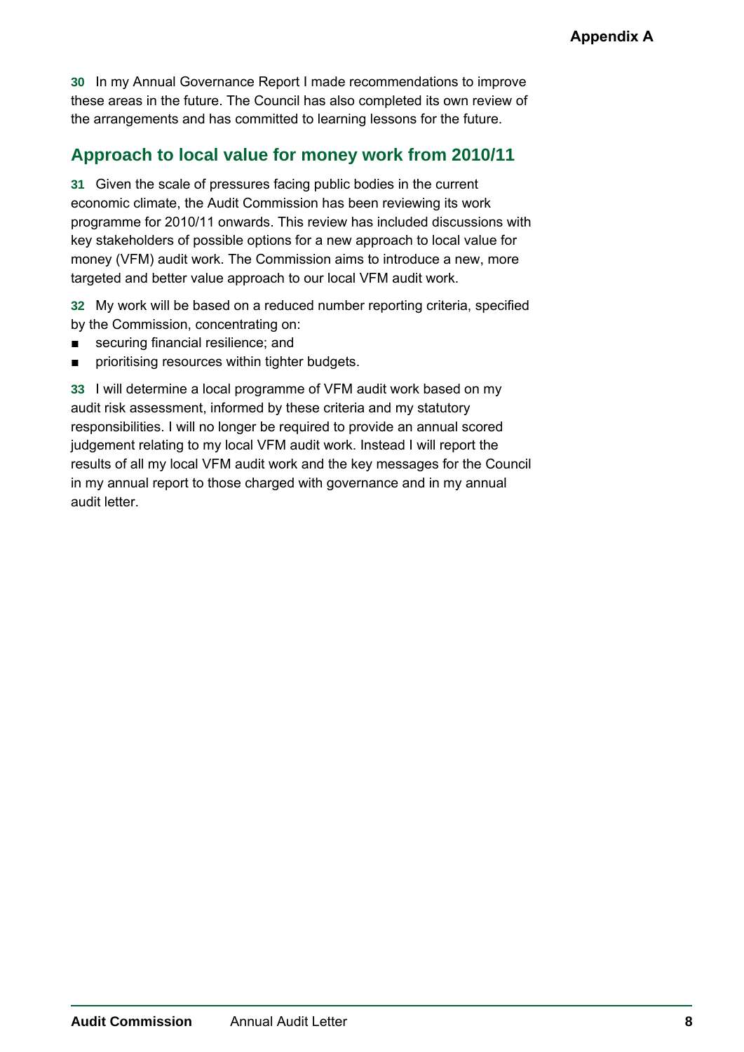**30** In my Annual Governance Report I made recommendations to improve these areas in the future. The Council has also completed its own review of the arrangements and has committed to learning lessons for the future.

## Approach to local value for money work from 2010/11

**31** Given the scale of pressures facing public bodies in the current economic climate, the Audit Commission has been reviewing its work programme for 2010/11 onwards. This review has included discussions with key stakeholders of possible options for a new approach to local value for money (VFM) audit work. The Commission aims to introduce a new, more targeted and better value approach to our local VFM audit work.

**32** My work will be based on a reduced number reporting criteria, specified by the Commission, concentrating on:

- securing financial resilience; and
- prioritising resources within tighter budgets.

**33** I will determine a local programme of VFM audit work based on my audit risk assessment, informed by these criteria and my statutory responsibilities. I will no longer be required to provide an annual scored judgement relating to my local VFM audit work. Instead I will report the results of all my local VFM audit work and the key messages for the Council in my annual report to those charged with governance and in my annual audit letter.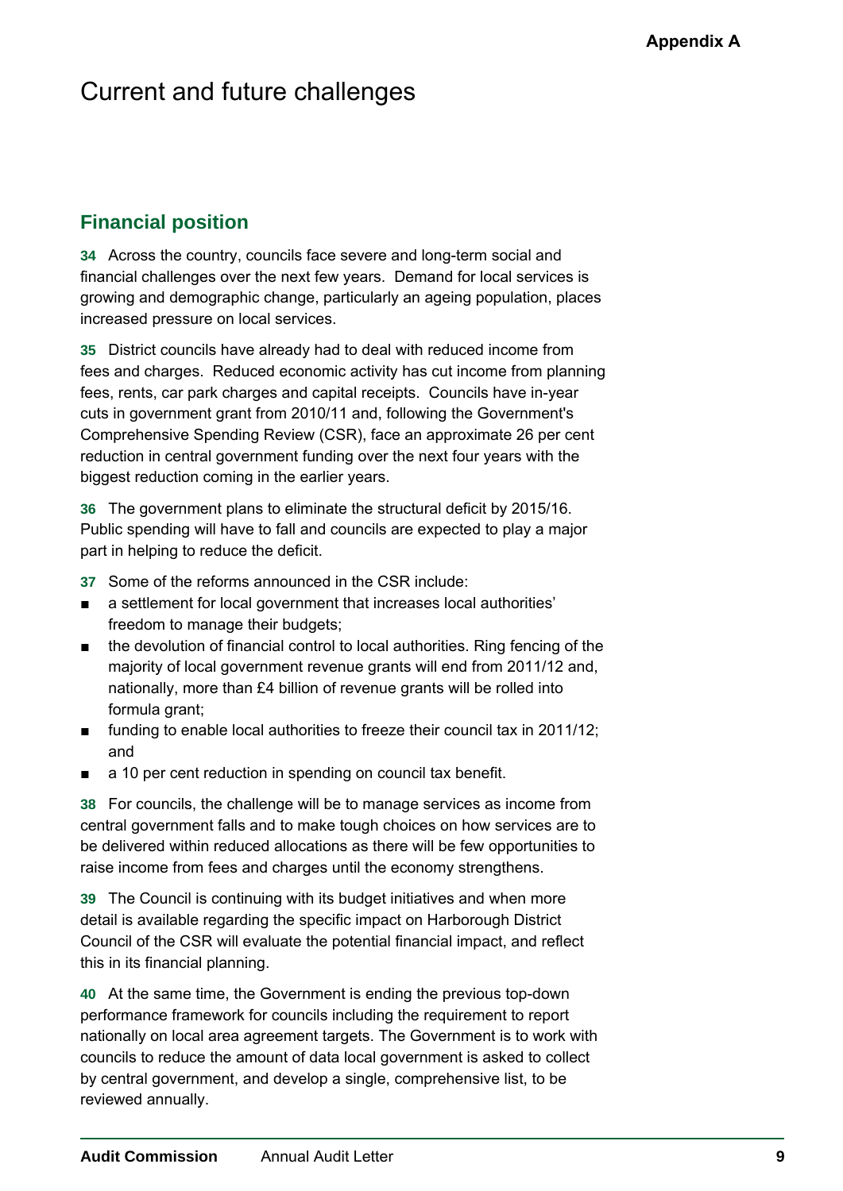# Current and future challenges

## Financial position

**34** Across the country, councils face severe and long-term social and financial challenges over the next few years. Demand for local services is growing and demographic change, particularly an ageing population, places increased pressure on local services.

**35** District councils have already had to deal with reduced income from fees and charges. Reduced economic activity has cut income from planning fees, rents, car park charges and capital receipts. Councils have in-year cuts in government grant from 2010/11 and, following the Government's Comprehensive Spending Review (CSR), face an approximate 26 per cent reduction in central government funding over the next four years with the biggest reduction coming in the earlier years.

**36** The government plans to eliminate the structural deficit by 2015/16. Public spending will have to fall and councils are expected to play a major part in helping to reduce the deficit.

**37** Some of the reforms announced in the CSR include:

- a settlement for local government that increases local authorities' freedom to manage their budgets;
- the devolution of financial control to local authorities. Ring fencing of the majority of local government revenue grants will end from 2011/12 and, nationally, more than £4 billion of revenue grants will be rolled into formula grant;
- funding to enable local authorities to freeze their council tax in 2011/12; and
- a 10 per cent reduction in spending on council tax benefit.

**38** For councils, the challenge will be to manage services as income from central government falls and to make tough choices on how services are to be delivered within reduced allocations as there will be few opportunities to raise income from fees and charges until the economy strengthens.

**39** The Council is continuing with its budget initiatives and when more detail is available regarding the specific impact on Harborough District Council of the CSR will evaluate the potential financial impact, and reflect this in its financial planning.

**40** At the same time, the Government is ending the previous top-down performance framework for councils including the requirement to report nationally on local area agreement targets. The Government is to work with councils to reduce the amount of data local government is asked to collect by central government, and develop a single, comprehensive list, to be reviewed annually.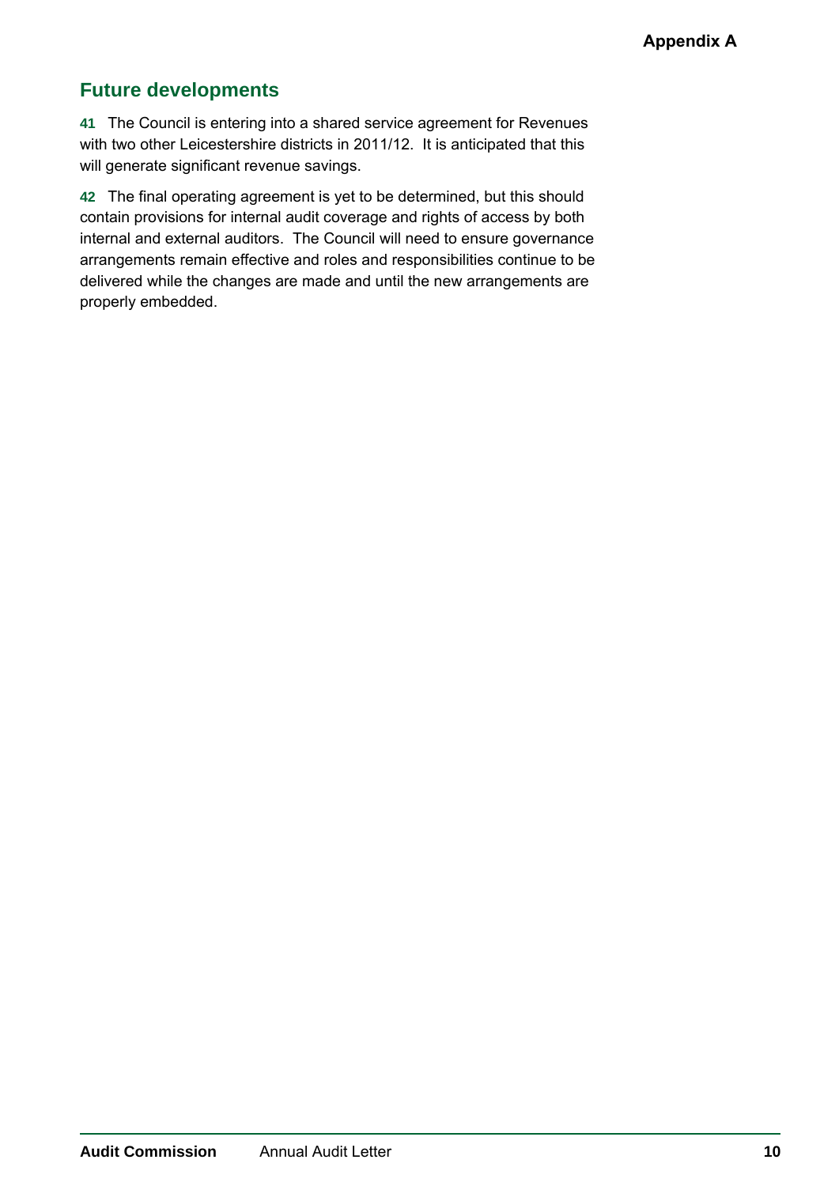## Future developments

**41** The Council is entering into a shared service agreement for Revenues with two other Leicestershire districts in 2011/12. It is anticipated that this will generate significant revenue savings.

**42** The final operating agreement is yet to be determined, but this should contain provisions for internal audit coverage and rights of access by both internal and external auditors. The Council will need to ensure governance arrangements remain effective and roles and responsibilities continue to be delivered while the changes are made and until the new arrangements are properly embedded.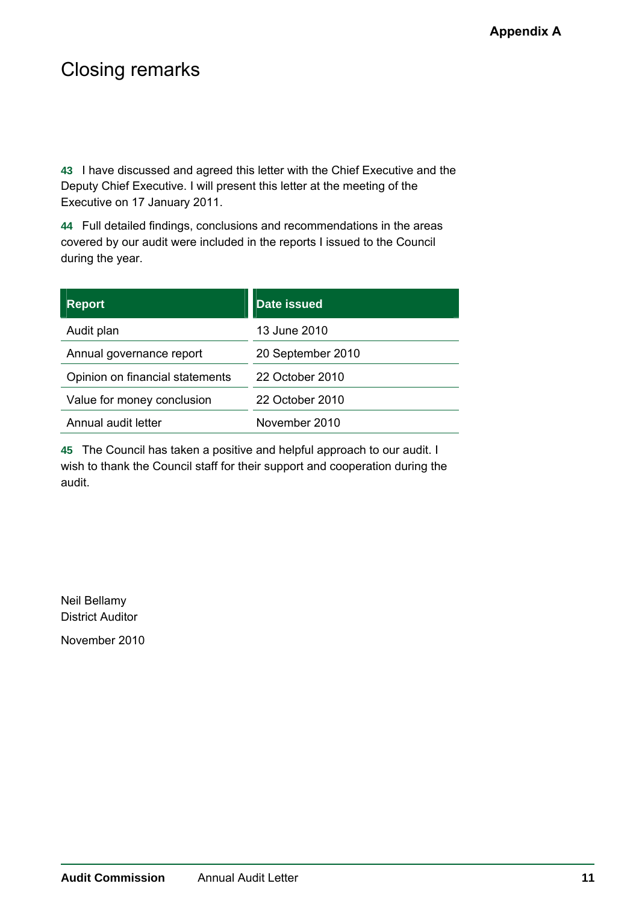Appendix A

# Closing remarks

**43** I have discussed and agreed this letter with the Chief Executive and the Deputy Chief Executive. I will present this letter at the meeting of the Executive on 17 January 2011.

**44** Full detailed findings, conclusions and recommendations in the areas covered by our audit were included in the reports I issued to the Council during the year.

| Report | Date issued |
|---|---|
| Audit plan | 13 June 2010 |
| Annual governance report | 20 September 2010 |
| Opinion on financial statements | 22 October 2010 |
| Value for money conclusion | 22 October 2010 |
| Annual audit letter | November 2010 |

**45** The Council has taken a positive and helpful approach to our audit. I wish to thank the Council staff for their support and cooperation during the audit.

Neil Bellamy
District Auditor

November 2010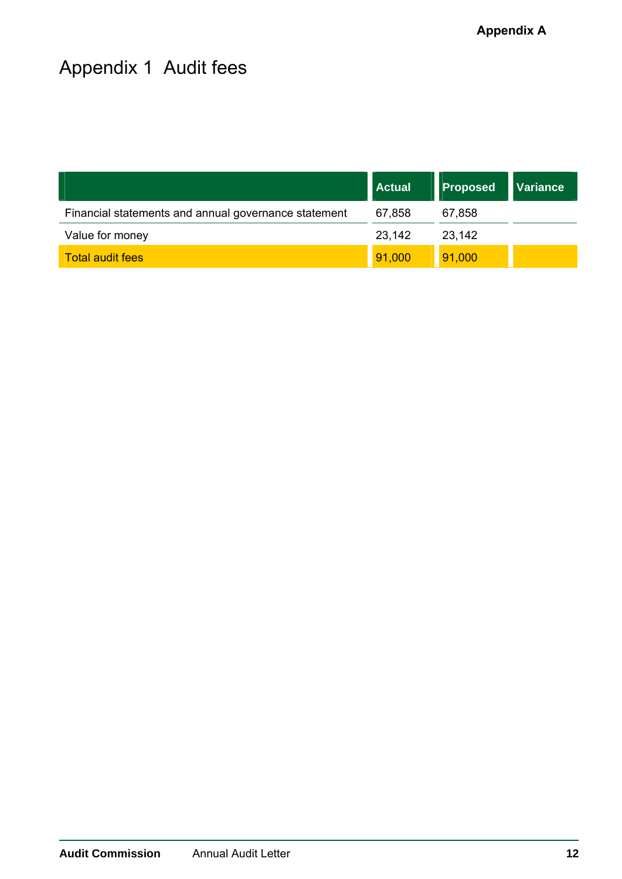Appendix A

# Appendix 1 Audit fees

| | Actual | Proposed | Variance |
|---|---|---|---|
| Financial statements and annual governance statement | 67,858 | 67,858 | |
| Value for money | 23,142 | 23,142 | |
| Total audit fees | 91,000 | 91,000 | |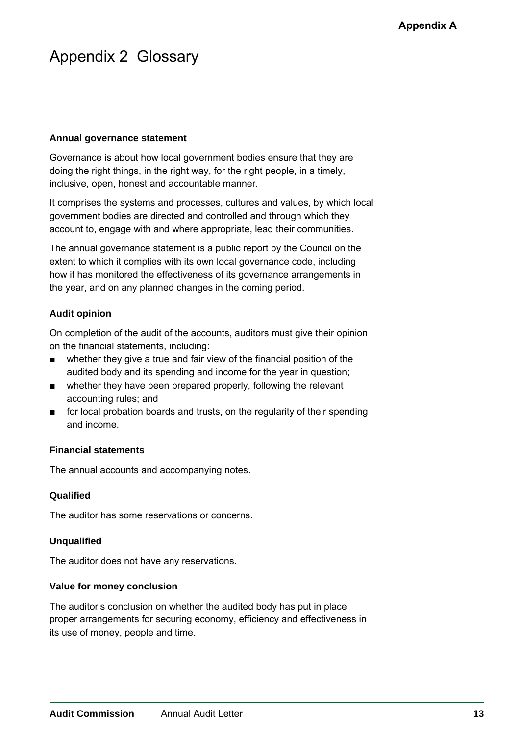# Appendix 2 Glossary

### Annual governance statement

Governance is about how local government bodies ensure that they are doing the right things, in the right way, for the right people, in a timely, inclusive, open, honest and accountable manner.

It comprises the systems and processes, cultures and values, by which local government bodies are directed and controlled and through which they account to, engage with and where appropriate, lead their communities.

The annual governance statement is a public report by the Council on the extent to which it complies with its own local governance code, including how it has monitored the effectiveness of its governance arrangements in the year, and on any planned changes in the coming period.

### Audit opinion

On completion of the audit of the accounts, auditors must give their opinion on the financial statements, including:

- whether they give a true and fair view of the financial position of the audited body and its spending and income for the year in question;
- whether they have been prepared properly, following the relevant accounting rules; and
- for local probation boards and trusts, on the regularity of their spending and income.

### Financial statements

The annual accounts and accompanying notes.

### Qualified

The auditor has some reservations or concerns.

### Unqualified

The auditor does not have any reservations.

### Value for money conclusion

The auditor's conclusion on whether the audited body has put in place proper arrangements for securing economy, efficiency and effectiveness in its use of money, people and time.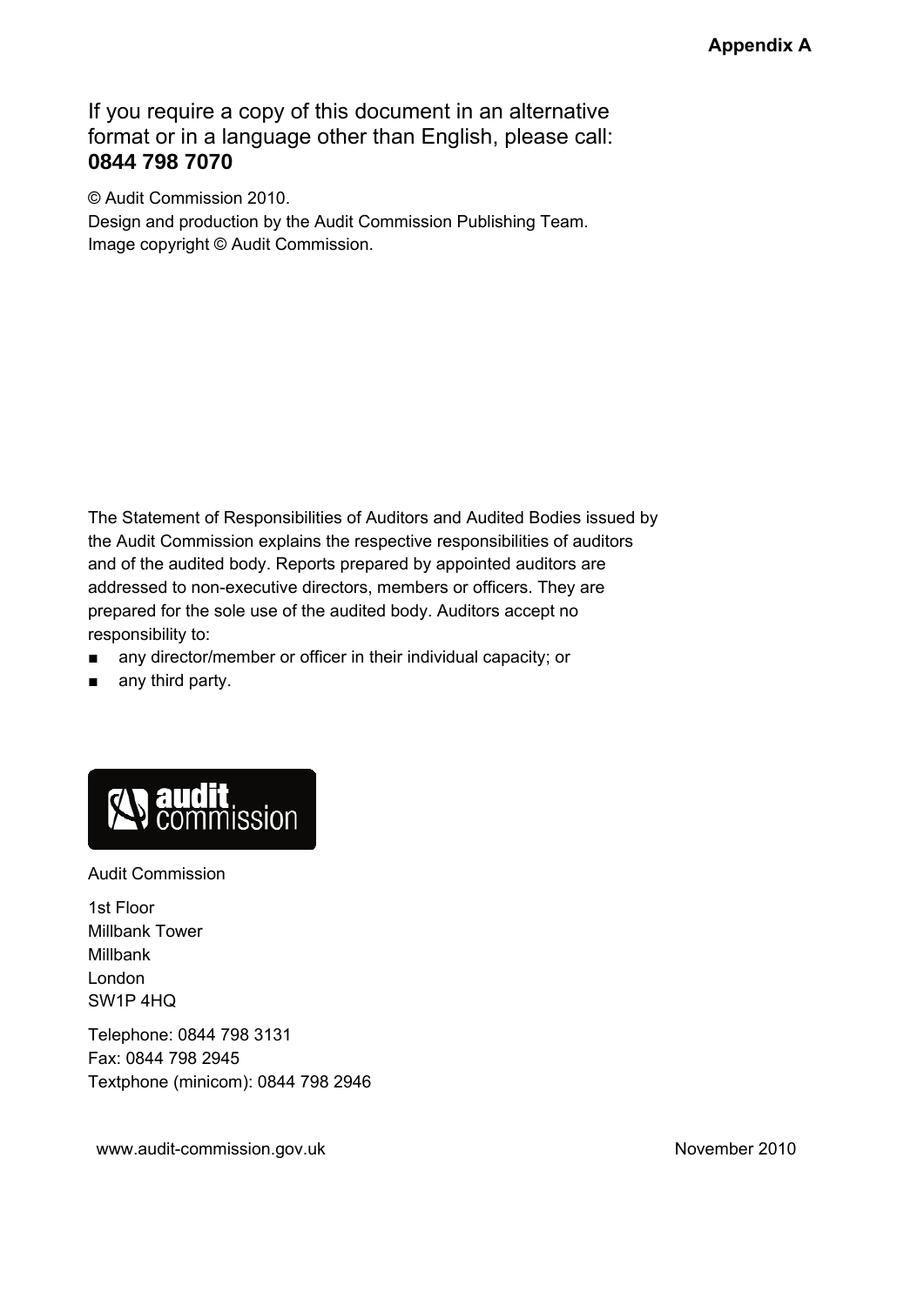**Appendix A**

If you require a copy of this document in an alternative format or in a language other than English, please call:
**0844 798 7070**

© Audit Commission 2010.
Design and production by the Audit Commission Publishing Team.
Image copyright © Audit Commission.

The Statement of Responsibilities of Auditors and Audited Bodies issued by the Audit Commission explains the respective responsibilities of auditors and of the audited body. Reports prepared by appointed auditors are addressed to non-executive directors, members or officers. They are prepared for the sole use of the audited body. Auditors accept no responsibility to:

- any director/member or officer in their individual capacity; or
- any third party.

audit commission

Audit Commission

1st Floor
Millbank Tower
Millbank
London
SW1P 4HQ

Telephone: 0844 798 3131
Fax: 0844 798 2945
Textphone (minicom): 0844 798 2946

www.audit-commission.gov.uk

November 2010